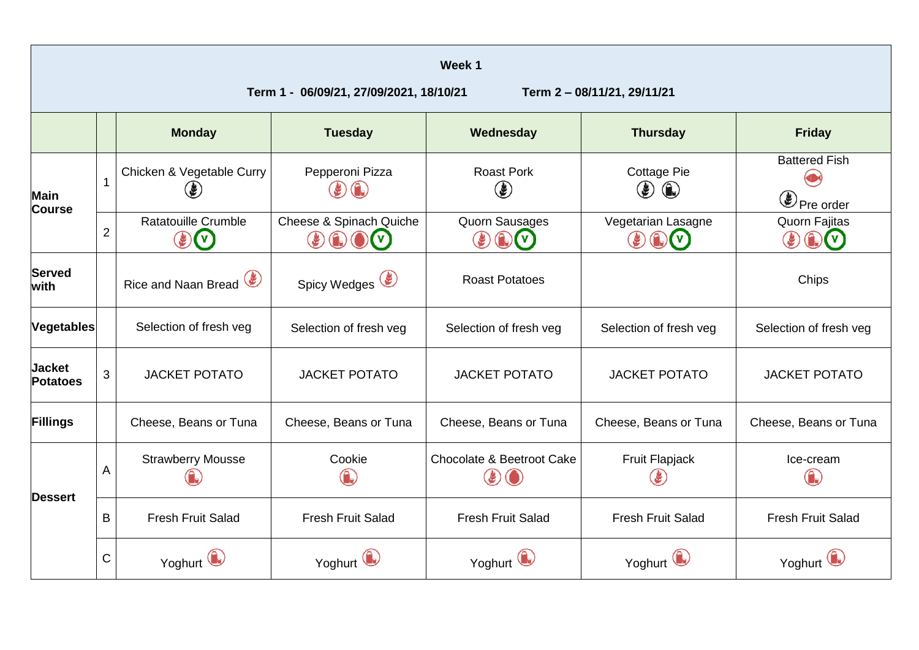**Week 1**

**Term 1 - 06/09/21, 27/09/2021, 18/10/21 Term 2 – 08/11/21, 29/11/21**

| | | Monday | Tuesday | Wednesday | Thursday | Friday |
|---|---|---|---|---|---|---|
| **Main Course** | 1 | Chicken & Vegetable Curry | Pepperoni Pizza | Roast Pork | Cottage Pie | Battered Fish Pre order |
| | 2 | Ratatouille Crumble | Cheese & Spinach Quiche | Quorn Sausages | Vegetarian Lasagne | Quorn Fajitas |
| **Served with** | | Rice and Naan Bread | Spicy Wedges | Roast Potatoes | | Chips |
| **Vegetables** | | Selection of fresh veg | Selection of fresh veg | Selection of fresh veg | Selection of fresh veg | Selection of fresh veg |
| **Jacket Potatoes** | 3 | JACKET POTATO | JACKET POTATO | JACKET POTATO | JACKET POTATO | JACKET POTATO |
| **Fillings** | | Cheese, Beans or Tuna | Cheese, Beans or Tuna | Cheese, Beans or Tuna | Cheese, Beans or Tuna | Cheese, Beans or Tuna |
| **Dessert** | A | Strawberry Mousse | Cookie | Chocolate & Beetroot Cake | Fruit Flapjack | Ice-cream |
| | B | Fresh Fruit Salad | Fresh Fruit Salad | Fresh Fruit Salad | Fresh Fruit Salad | Fresh Fruit Salad |
| | C | Yoghurt | Yoghurt | Yoghurt | Yoghurt | Yoghurt |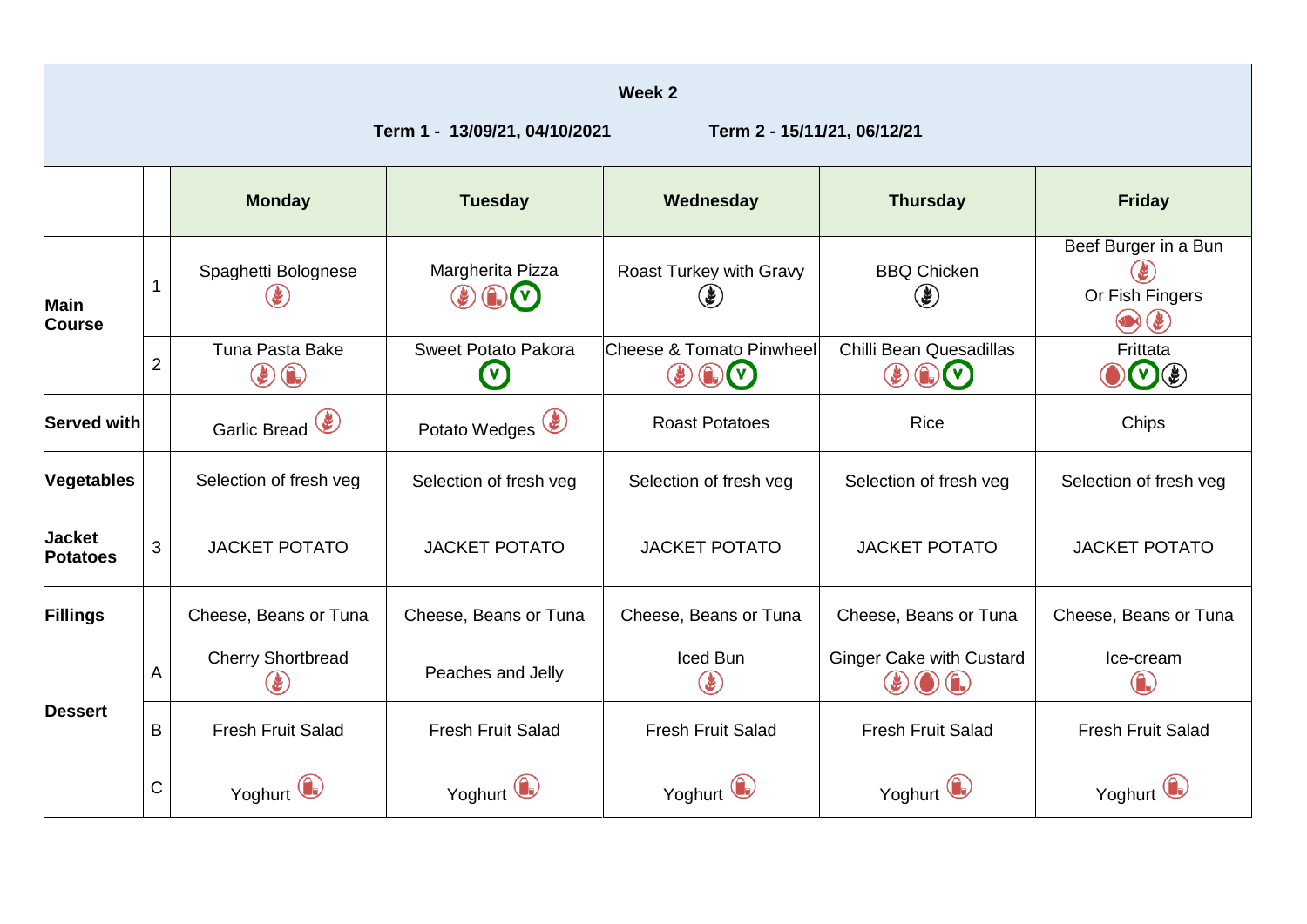**Week 2**

**Term 1 - 13/09/21, 04/10/2021** **Term 2 - 15/11/21, 06/12/21**

| | | Monday | Tuesday | Wednesday | Thursday | Friday |
|---|---|---|---|---|---|---|
| **Main Course** | 1 | Spaghetti Bolognese | Margherita Pizza | Roast Turkey with Gravy | BBQ Chicken | Beef Burger in a Bun Or Fish Fingers |
| | 2 | Tuna Pasta Bake | Sweet Potato Pakora | Cheese & Tomato Pinwheel | Chilli Bean Quesadillas | Frittata |
| **Served with** | | Garlic Bread | Potato Wedges | Roast Potatoes | Rice | Chips |
| **Vegetables** | | Selection of fresh veg | Selection of fresh veg | Selection of fresh veg | Selection of fresh veg | Selection of fresh veg |
| **Jacket Potatoes** | 3 | JACKET POTATO | JACKET POTATO | JACKET POTATO | JACKET POTATO | JACKET POTATO |
| **Fillings** | | Cheese, Beans or Tuna | Cheese, Beans or Tuna | Cheese, Beans or Tuna | Cheese, Beans or Tuna | Cheese, Beans or Tuna |
| **Dessert** | A | Cherry Shortbread | Peaches and Jelly | Iced Bun | Ginger Cake with Custard | Ice-cream |
| | B | Fresh Fruit Salad | Fresh Fruit Salad | Fresh Fruit Salad | Fresh Fruit Salad | Fresh Fruit Salad |
| | C | Yoghurt | Yoghurt | Yoghurt | Yoghurt | Yoghurt |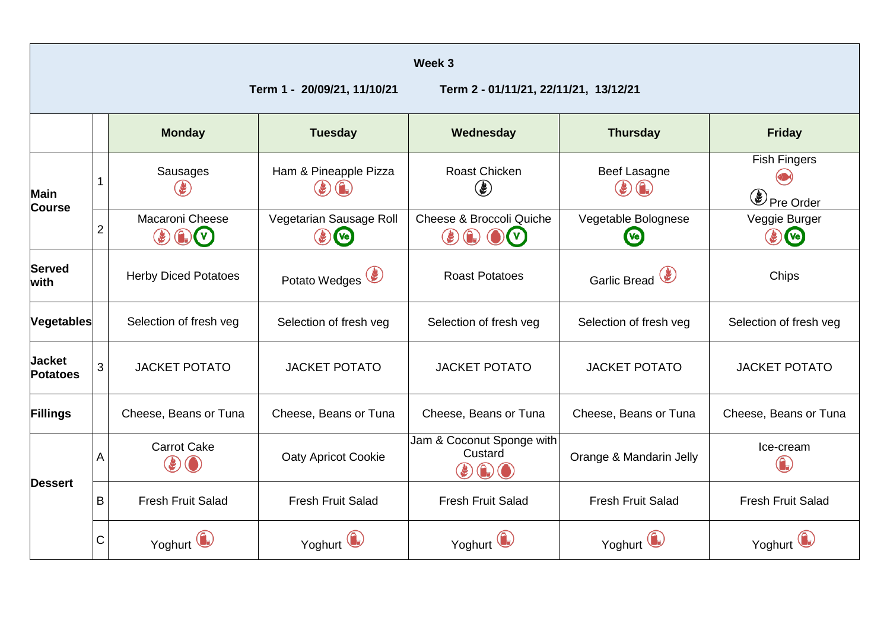**Week 3**

**Term 1 - 20/09/21, 11/10/21 Term 2 - 01/11/21, 22/11/21, 13/12/21**

| | | Monday | Tuesday | Wednesday | Thursday | Friday |
|---|---|---|---|---|---|---|
| **Main Course** | 1 | Sausages | Ham & Pineapple Pizza | Roast Chicken | Beef Lasagne | Fish Fingers Pre Order |
| | 2 | Macaroni Cheese | Vegetarian Sausage Roll | Cheese & Broccoli Quiche | Vegetable Bolognese | Veggie Burger |
| **Served with** | | Herby Diced Potatoes | Potato Wedges | Roast Potatoes | Garlic Bread | Chips |
| **Vegetables** | | Selection of fresh veg | Selection of fresh veg | Selection of fresh veg | Selection of fresh veg | Selection of fresh veg |
| **Jacket Potatoes** | 3 | JACKET POTATO | JACKET POTATO | JACKET POTATO | JACKET POTATO | JACKET POTATO |
| **Fillings** | | Cheese, Beans or Tuna | Cheese, Beans or Tuna | Cheese, Beans or Tuna | Cheese, Beans or Tuna | Cheese, Beans or Tuna |
| **Dessert** | A | Carrot Cake | Oaty Apricot Cookie | Jam & Coconut Sponge with Custard | Orange & Mandarin Jelly | Ice-cream |
| | B | Fresh Fruit Salad | Fresh Fruit Salad | Fresh Fruit Salad | Fresh Fruit Salad | Fresh Fruit Salad |
| | C | Yoghurt | Yoghurt | Yoghurt | Yoghurt | Yoghurt |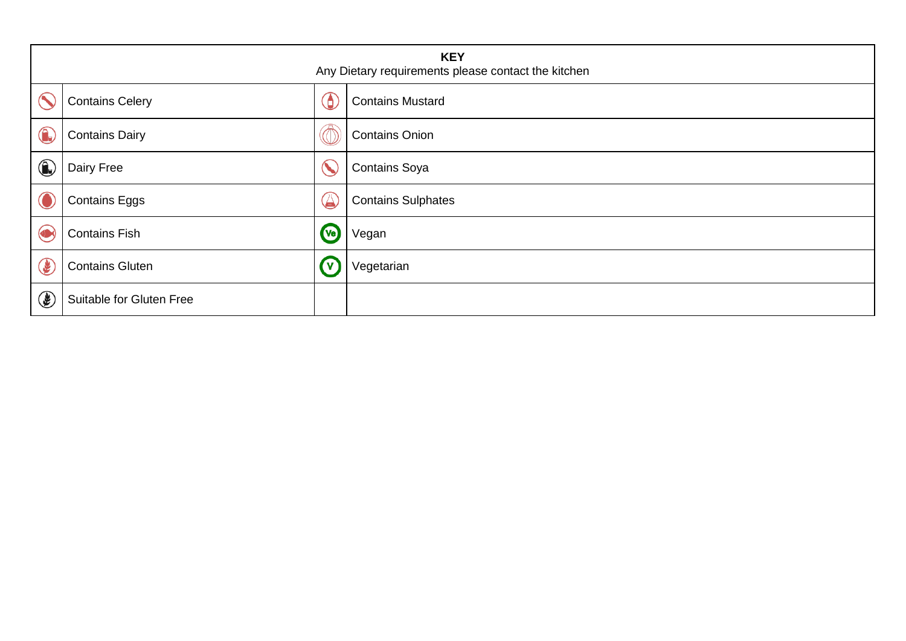**KEY**

Any Dietary requirements please contact the kitchen

| | | | |
|---|---|---|---|
| | Contains Celery | | Contains Mustard |
| | Contains Dairy | | Contains Onion |
| | Dairy Free | | Contains Soya |
| | Contains Eggs | | Contains Sulphates |
| | Contains Fish | | Vegan |
| | Contains Gluten | | Vegetarian |
| | Suitable for Gluten Free | | |